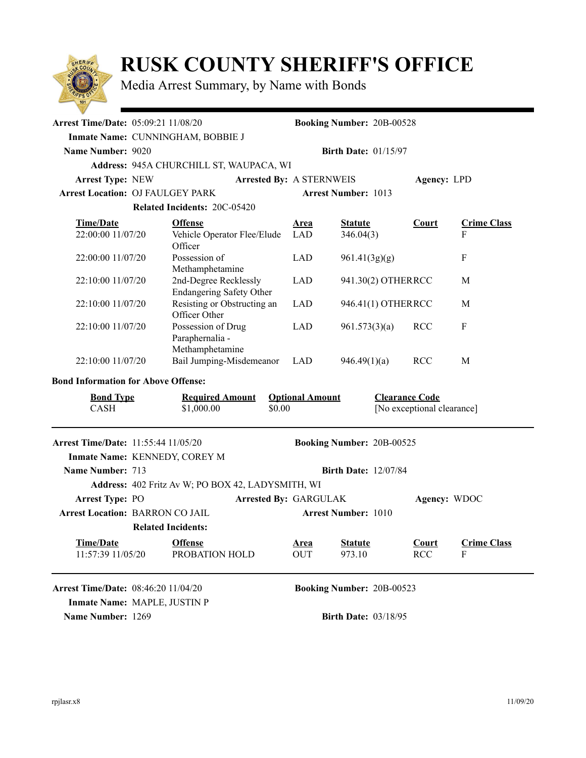# RUSK COUNTY SHERIFF'S OFFICE

Media Arrest Summary, by Name with Bonds

---

**Arrest Time/Date:** 05:09:21 11/08/20 **Booking Number:** 20B-00528

**Inmate Name:** CUNNINGHAM, BOBBIE J

**Name Number:** 9020 **Birth Date:** 01/15/97

**Address:** 945A CHURCHILL ST, WAUPACA, WI

**Arrest Type:** NEW **Arrested By:** A STERNWEIS **Agency:** LPD

**Arrest Location:** OJ FAULGEY PARK **Arrest Number:** 1013

**Related Incidents:** 20C-05420

| Time/Date | Offense | Area | Statute | Court | Crime Class |
|---|---|---|---|---|---|
| 22:00:00 11/07/20 | Vehicle Operator Flee/Elude Officer | LAD | 346.04(3) | | F |
| 22:00:00 11/07/20 | Possession of Methamphetamine | LAD | 961.41(3g)(g) | | F |
| 22:10:00 11/07/20 | 2nd-Degree Recklessly Endangering Safety Other | LAD | 941.30(2) OTHER | RCC | M |
| 22:10:00 11/07/20 | Resisting or Obstructing an Officer Other | LAD | 946.41(1) OTHER | RCC | M |
| 22:10:00 11/07/20 | Possession of Drug Paraphernalia - Methamphetamine | LAD | 961.573(3)(a) | RCC | F |
| 22:10:00 11/07/20 | Bail Jumping-Misdemeanor | LAD | 946.49(1)(a) | RCC | M |

**Bond Information for Above Offense:**

| Bond Type | Required Amount | Optional Amount | Clearance Code |
|---|---|---|---|
| CASH | $1,000.00 | $0.00 | [No exceptional clearance] |

---

**Arrest Time/Date:** 11:55:44 11/05/20 **Booking Number:** 20B-00525

**Inmate Name:** KENNEDY, COREY M

**Name Number:** 713 **Birth Date:** 12/07/84

**Address:** 402 Fritz Av W; PO BOX 42, LADYSMITH, WI

**Arrest Type:** PO **Arrested By:** GARGULAK **Agency:** WDOC

**Arrest Location:** BARRON CO JAIL **Arrest Number:** 1010

**Related Incidents:**

| Time/Date | Offense | Area | Statute | Court | Crime Class |
|---|---|---|---|---|---|
| 11:57:39 11/05/20 | PROBATION HOLD | OUT | 973.10 | RCC | F |

---

**Arrest Time/Date:** 08:46:20 11/04/20 **Booking Number:** 20B-00523

**Inmate Name:** MAPLE, JUSTIN P

**Name Number:** 1269 **Birth Date:** 03/18/95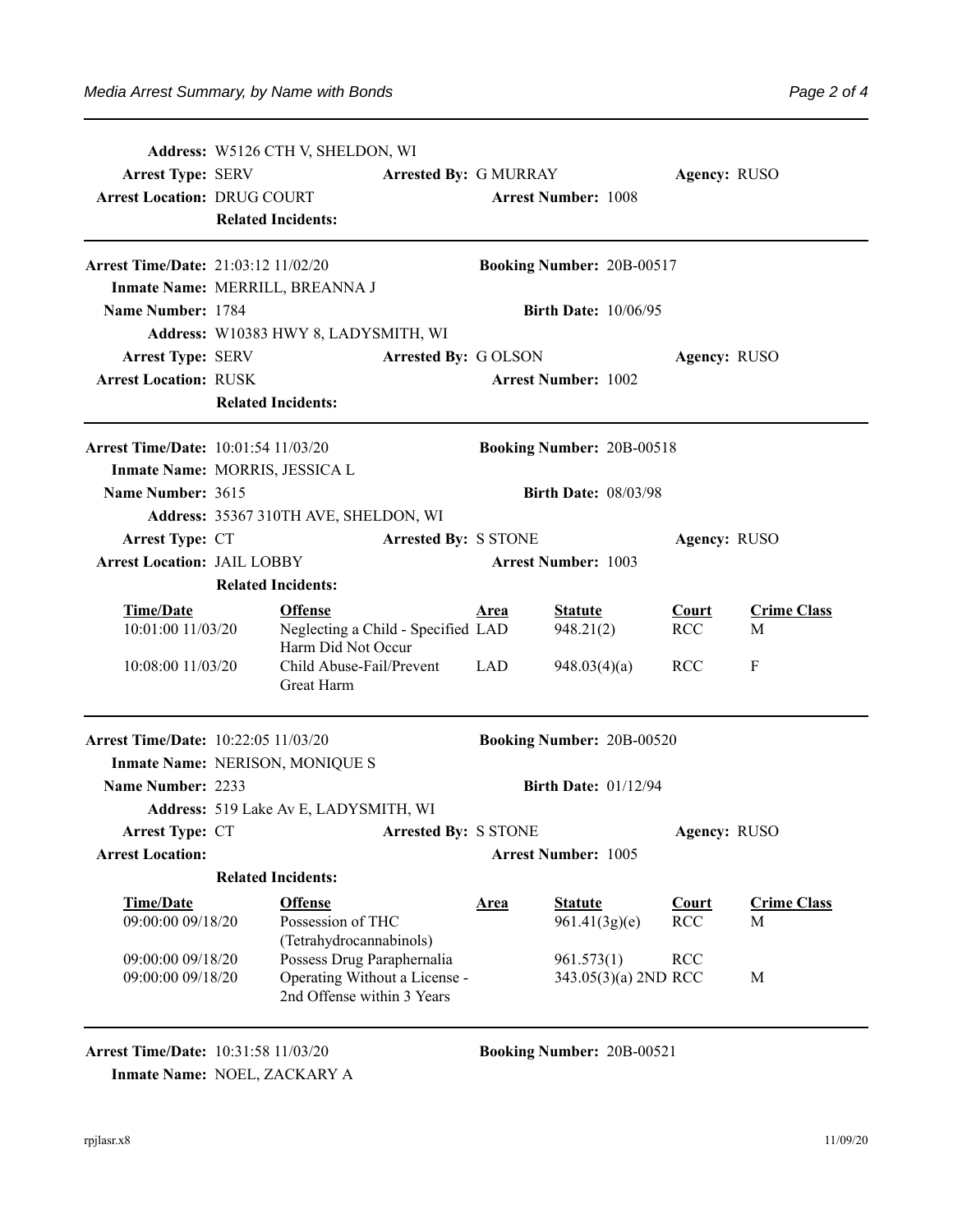**Address:** W5126 CTH V, SHELDON, WI
**Arrest Type:** SERV **Arrested By:** G MURRAY **Agency:** RUSO
**Arrest Location:** DRUG COURT **Arrest Number:** 1008
**Related Incidents:**

---

**Arrest Time/Date:** 21:03:12 11/02/20 **Booking Number:** 20B-00517
**Inmate Name:** MERRILL, BREANNA J
**Name Number:** 1784 **Birth Date:** 10/06/95
**Address:** W10383 HWY 8, LADYSMITH, WI
**Arrest Type:** SERV **Arrested By:** G OLSON **Agency:** RUSO
**Arrest Location:** RUSK **Arrest Number:** 1002
**Related Incidents:**

---

**Arrest Time/Date:** 10:01:54 11/03/20 **Booking Number:** 20B-00518
**Inmate Name:** MORRIS, JESSICA L
**Name Number:** 3615 **Birth Date:** 08/03/98
**Address:** 35367 310TH AVE, SHELDON, WI
**Arrest Type:** CT **Arrested By:** S STONE **Agency:** RUSO
**Arrest Location:** JAIL LOBBY **Arrest Number:** 1003
**Related Incidents:**

| Time/Date | Offense | Area | Statute | Court | Crime Class |
|---|---|---|---|---|---|
| 10:01:00 11/03/20 | Neglecting a Child - Specified Harm Did Not Occur | LAD | 948.21(2) | RCC | M |
| 10:08:00 11/03/20 | Child Abuse-Fail/Prevent Great Harm | LAD | 948.03(4)(a) | RCC | F |

---

**Arrest Time/Date:** 10:22:05 11/03/20 **Booking Number:** 20B-00520
**Inmate Name:** NERISON, MONIQUE S
**Name Number:** 2233 **Birth Date:** 01/12/94
**Address:** 519 Lake Av E, LADYSMITH, WI
**Arrest Type:** CT **Arrested By:** S STONE **Agency:** RUSO
**Arrest Location:** **Arrest Number:** 1005
**Related Incidents:**

| Time/Date | Offense | Area | Statute | Court | Crime Class |
|---|---|---|---|---|---|
| 09:00:00 09/18/20 | Possession of THC (Tetrahydrocannabinols) | | 961.41(3g)(e) | RCC | M |
| 09:00:00 09/18/20 | Possess Drug Paraphernalia | | 961.573(1) | RCC | |
| 09:00:00 09/18/20 | Operating Without a License - 2nd Offense within 3 Years | | 343.05(3)(a) 2ND | RCC | M |

---

**Arrest Time/Date:** 10:31:58 11/03/20 **Booking Number:** 20B-00521
**Inmate Name:** NOEL, ZACKARY A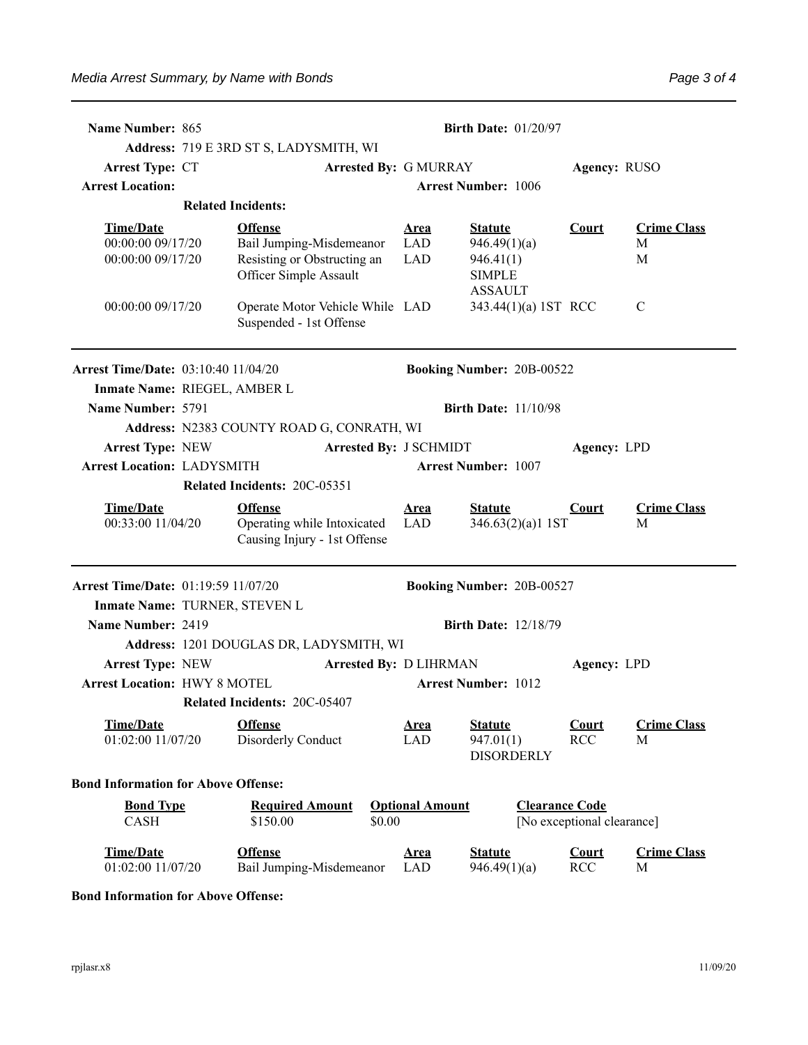**Name Number:** 865 **Birth Date:** 01/20/97

**Address:** 719 E 3RD ST S, LADYSMITH, WI

**Arrest Type:** CT **Arrested By:** G MURRAY **Agency:** RUSO

**Arrest Location:** **Arrest Number:** 1006

**Related Incidents:**

| Time/Date | Offense | Area | Statute | Court | Crime Class |
|---|---|---|---|---|---|
| 00:00:00 09/17/20 | Bail Jumping-Misdemeanor | LAD | 946.49(1)(a) | | M |
| 00:00:00 09/17/20 | Resisting or Obstructing an Officer Simple Assault | LAD | 946.41(1) SIMPLE ASSAULT | | M |
| 00:00:00 09/17/20 | Operate Motor Vehicle While Suspended - 1st Offense | LAD | 343.44(1)(a) 1ST | RCC | C |

---

**Arrest Time/Date:** 03:10:40 11/04/20 **Booking Number:** 20B-00522

**Inmate Name:** RIEGEL, AMBER L

**Name Number:** 5791 **Birth Date:** 11/10/98

**Address:** N2383 COUNTY ROAD G, CONRATH, WI

**Arrest Type:** NEW **Arrested By:** J SCHMIDT **Agency:** LPD

**Arrest Location:** LADYSMITH **Arrest Number:** 1007

**Related Incidents:** 20C-05351

| Time/Date | Offense | Area | Statute | Court | Crime Class |
|---|---|---|---|---|---|
| 00:33:00 11/04/20 | Operating while Intoxicated Causing Injury - 1st Offense | LAD | 346.63(2)(a)1 1ST | | M |

---

**Arrest Time/Date:** 01:19:59 11/07/20 **Booking Number:** 20B-00527

**Inmate Name:** TURNER, STEVEN L

**Name Number:** 2419 **Birth Date:** 12/18/79

**Address:** 1201 DOUGLAS DR, LADYSMITH, WI

**Arrest Type:** NEW **Arrested By:** D LIHRMAN **Agency:** LPD

**Arrest Location:** HWY 8 MOTEL **Arrest Number:** 1012

**Related Incidents:** 20C-05407

| Time/Date | Offense | Area | Statute | Court | Crime Class |
|---|---|---|---|---|---|
| 01:02:00 11/07/20 | Disorderly Conduct | LAD | 947.01(1) DISORDERLY | RCC | M |

**Bond Information for Above Offense:**

| Bond Type | Required Amount | Optional Amount | Clearance Code |
|---|---|---|---|
| CASH | $150.00 | $0.00 | [No exceptional clearance] |

| Time/Date | Offense | Area | Statute | Court | Crime Class |
|---|---|---|---|---|---|
| 01:02:00 11/07/20 | Bail Jumping-Misdemeanor | LAD | 946.49(1)(a) | RCC | M |

**Bond Information for Above Offense:**

rpjlasr.x8 11/09/20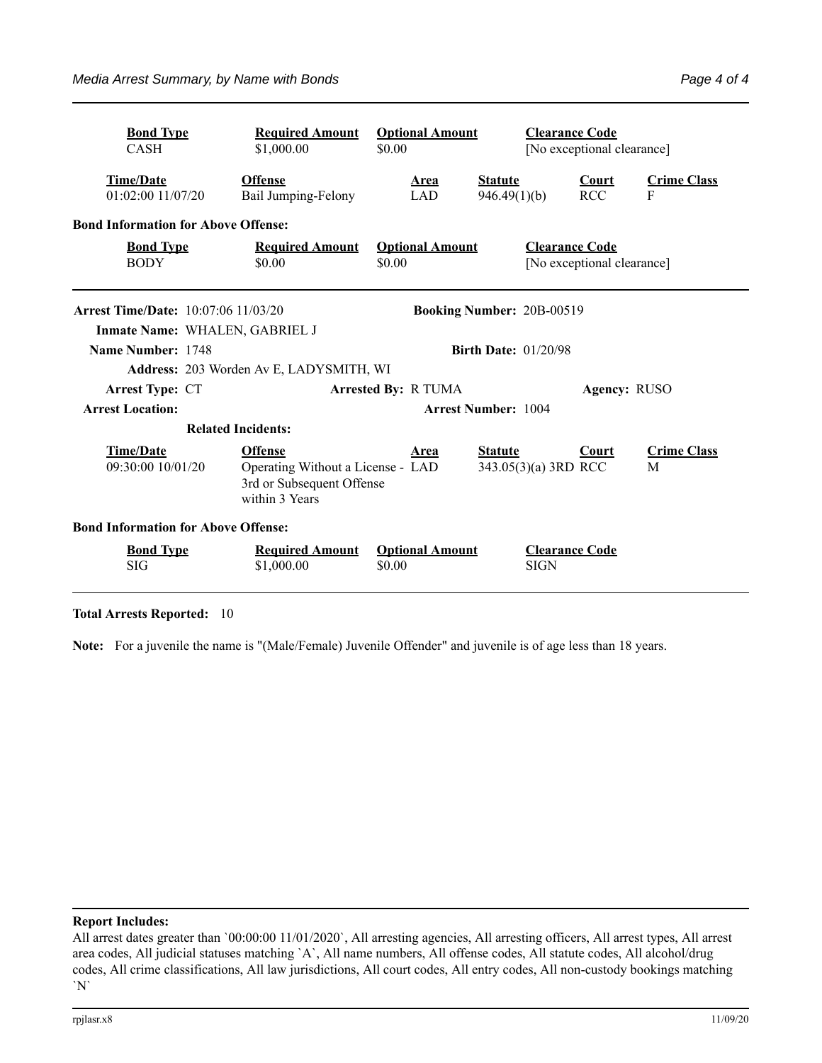| Bond Type | Required Amount | Optional Amount | Clearance Code |
|---|---|---|---|
| CASH | $1,000.00 | $0.00 | [No exceptional clearance] |

| Time/Date | Offense | Area | Statute | Court | Crime Class |
|---|---|---|---|---|---|
| 01:02:00 11/07/20 | Bail Jumping-Felony | LAD | 946.49(1)(b) | RCC | F |

**Bond Information for Above Offense:**

| Bond Type | Required Amount | Optional Amount | Clearance Code |
|---|---|---|---|
| BODY | $0.00 | $0.00 | [No exceptional clearance] |

---

**Arrest Time/Date:** 10:07:06 11/03/20 **Booking Number:** 20B-00519

**Inmate Name:** WHALEN, GABRIEL J

**Name Number:** 1748 **Birth Date:** 01/20/98

**Address:** 203 Worden Av E, LADYSMITH, WI

**Arrest Type:** CT **Arrested By:** R TUMA **Agency:** RUSO

**Arrest Location:** **Arrest Number:** 1004

**Related Incidents:**

| Time/Date | Offense | Area | Statute | Court | Crime Class |
|---|---|---|---|---|---|
| 09:30:00 10/01/20 | Operating Without a License - 3rd or Subsequent Offense within 3 Years | LAD | 343.05(3)(a) 3RD | RCC | M |

**Bond Information for Above Offense:**

| Bond Type | Required Amount | Optional Amount | Clearance Code |
|---|---|---|---|
| SIG | $1,000.00 | $0.00 | SIGN |

---

**Total Arrests Reported:** 10

**Note:** For a juvenile the name is "(Male/Female) Juvenile Offender" and juvenile is of age less than 18 years.

**Report Includes:**

All arrest dates greater than `00:00:00 11/01/2020`, All arresting agencies, All arresting officers, All arrest types, All arrest area codes, All judicial statuses matching `A`, All name numbers, All offense codes, All statute codes, All alcohol/drug codes, All crime classifications, All law jurisdictions, All court codes, All entry codes, All non-custody bookings matching `N`